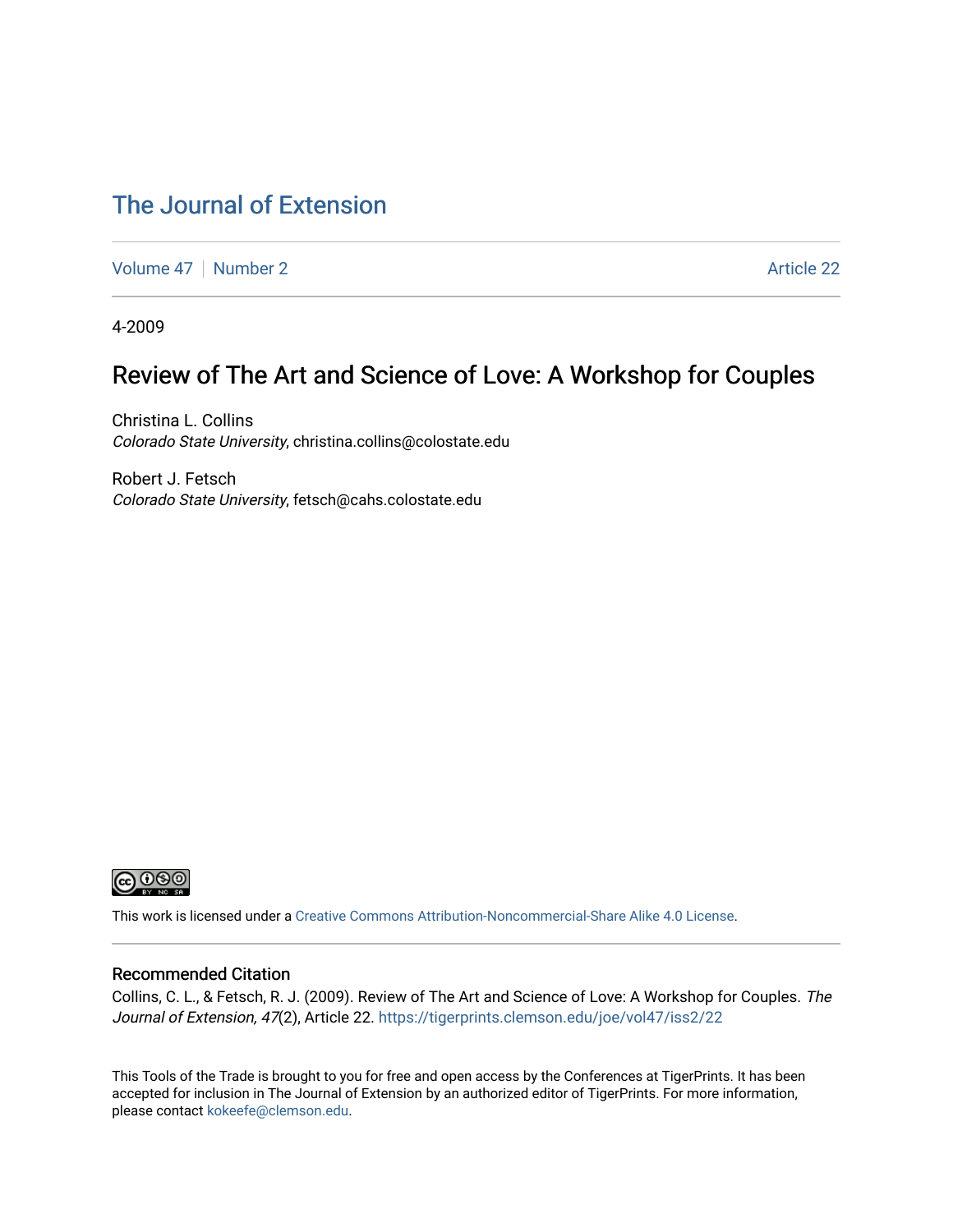# The Journal of Extension

Volume 47 | Number 2 | Article 22

4-2009

## Review of The Art and Science of Love: A Workshop for Couples

Christina L. Collins
*Colorado State University*, christina.collins@colostate.edu

Robert J. Fetsch
*Colorado State University*, fetsch@cahs.colostate.edu

This work is licensed under a Creative Commons Attribution-Noncommercial-Share Alike 4.0 License.

### Recommended Citation

Collins, C. L., & Fetsch, R. J. (2009). Review of The Art and Science of Love: A Workshop for Couples. *The Journal of Extension, 47*(2), Article 22. https://tigerprints.clemson.edu/joe/vol47/iss2/22

This Tools of the Trade is brought to you for free and open access by the Conferences at TigerPrints. It has been accepted for inclusion in The Journal of Extension by an authorized editor of TigerPrints. For more information, please contact kokeefe@clemson.edu.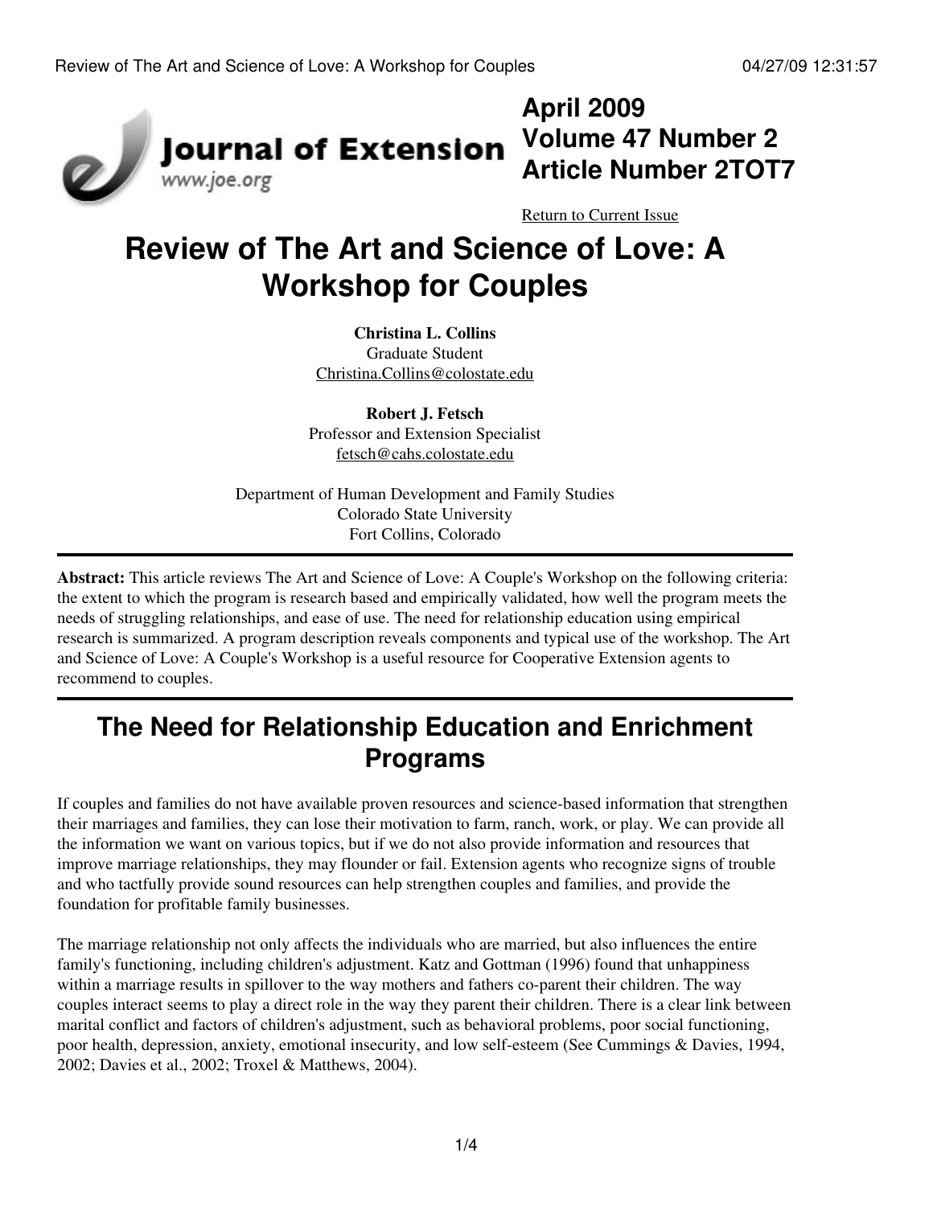# Review of The Art and Science of Love: A Workshop for Couples

**Christina L. Collins**
Graduate Student
Christina.Collins@colostate.edu

**Robert J. Fetsch**
Professor and Extension Specialist
fetsch@cahs.colostate.edu

Department of Human Development and Family Studies
Colorado State University
Fort Collins, Colorado

---

**Abstract:** This article reviews The Art and Science of Love: A Couple's Workshop on the following criteria: the extent to which the program is research based and empirically validated, how well the program meets the needs of struggling relationships, and ease of use. The need for relationship education using empirical research is summarized. A program description reveals components and typical use of the workshop. The Art and Science of Love: A Couple's Workshop is a useful resource for Cooperative Extension agents to recommend to couples.

---

## The Need for Relationship Education and Enrichment Programs

If couples and families do not have available proven resources and science-based information that strengthen their marriages and families, they can lose their motivation to farm, ranch, work, or play. We can provide all the information we want on various topics, but if we do not also provide information and resources that improve marriage relationships, they may flounder or fail. Extension agents who recognize signs of trouble and who tactfully provide sound resources can help strengthen couples and families, and provide the foundation for profitable family businesses.

The marriage relationship not only affects the individuals who are married, but also influences the entire family's functioning, including children's adjustment. Katz and Gottman (1996) found that unhappiness within a marriage results in spillover to the way mothers and fathers co-parent their children. The way couples interact seems to play a direct role in the way they parent their children. There is a clear link between marital conflict and factors of children's adjustment, such as behavioral problems, poor social functioning, poor health, depression, anxiety, emotional insecurity, and low self-esteem (See Cummings & Davies, 1994, 2002; Davies et al., 2002; Troxel & Matthews, 2004).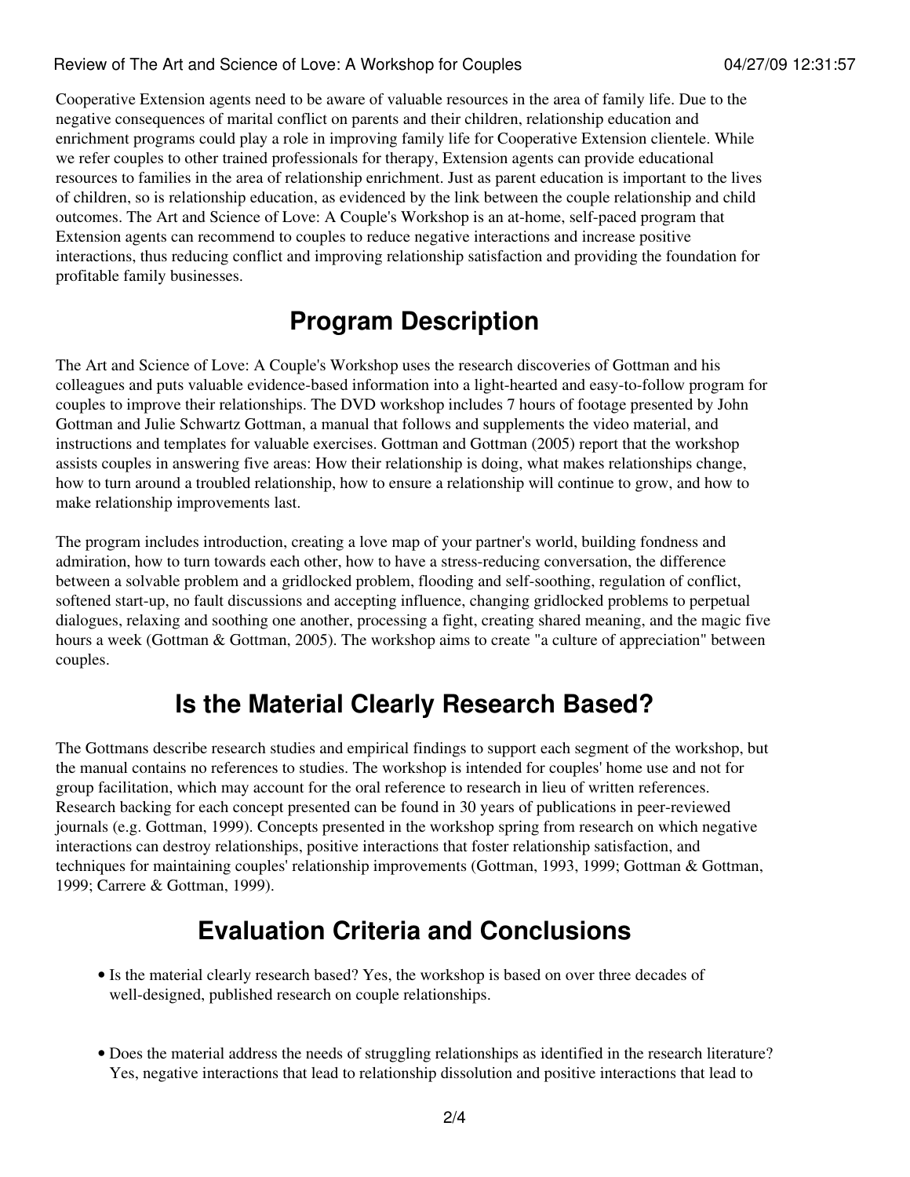Cooperative Extension agents need to be aware of valuable resources in the area of family life. Due to the negative consequences of marital conflict on parents and their children, relationship education and enrichment programs could play a role in improving family life for Cooperative Extension clientele. While we refer couples to other trained professionals for therapy, Extension agents can provide educational resources to families in the area of relationship enrichment. Just as parent education is important to the lives of children, so is relationship education, as evidenced by the link between the couple relationship and child outcomes. The Art and Science of Love: A Couple's Workshop is an at-home, self-paced program that Extension agents can recommend to couples to reduce negative interactions and increase positive interactions, thus reducing conflict and improving relationship satisfaction and providing the foundation for profitable family businesses.

## Program Description

The Art and Science of Love: A Couple's Workshop uses the research discoveries of Gottman and his colleagues and puts valuable evidence-based information into a light-hearted and easy-to-follow program for couples to improve their relationships. The DVD workshop includes 7 hours of footage presented by John Gottman and Julie Schwartz Gottman, a manual that follows and supplements the video material, and instructions and templates for valuable exercises. Gottman and Gottman (2005) report that the workshop assists couples in answering five areas: How their relationship is doing, what makes relationships change, how to turn around a troubled relationship, how to ensure a relationship will continue to grow, and how to make relationship improvements last.

The program includes introduction, creating a love map of your partner's world, building fondness and admiration, how to turn towards each other, how to have a stress-reducing conversation, the difference between a solvable problem and a gridlocked problem, flooding and self-soothing, regulation of conflict, softened start-up, no fault discussions and accepting influence, changing gridlocked problems to perpetual dialogues, relaxing and soothing one another, processing a fight, creating shared meaning, and the magic five hours a week (Gottman & Gottman, 2005). The workshop aims to create "a culture of appreciation" between couples.

## Is the Material Clearly Research Based?

The Gottmans describe research studies and empirical findings to support each segment of the workshop, but the manual contains no references to studies. The workshop is intended for couples' home use and not for group facilitation, which may account for the oral reference to research in lieu of written references. Research backing for each concept presented can be found in 30 years of publications in peer-reviewed journals (e.g. Gottman, 1999). Concepts presented in the workshop spring from research on which negative interactions can destroy relationships, positive interactions that foster relationship satisfaction, and techniques for maintaining couples' relationship improvements (Gottman, 1993, 1999; Gottman & Gottman, 1999; Carrere & Gottman, 1999).

## Evaluation Criteria and Conclusions

- Is the material clearly research based? Yes, the workshop is based on over three decades of well-designed, published research on couple relationships.

- Does the material address the needs of struggling relationships as identified in the research literature? Yes, negative interactions that lead to relationship dissolution and positive interactions that lead to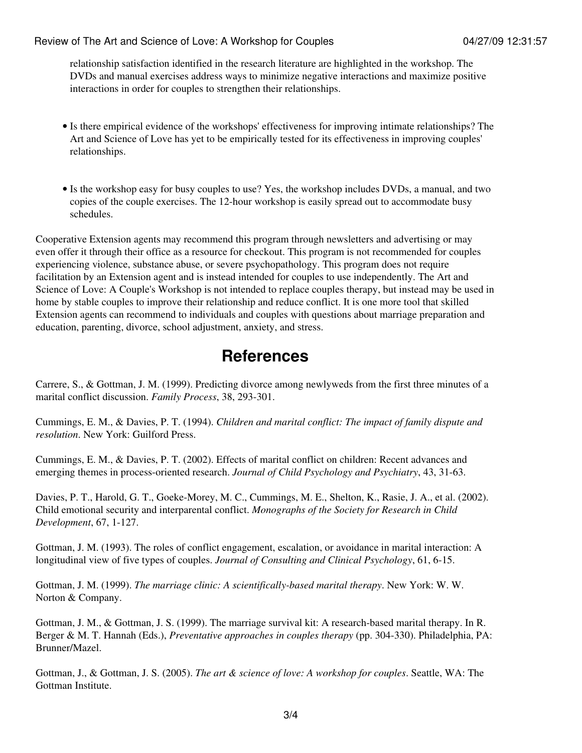relationship satisfaction identified in the research literature are highlighted in the workshop. The DVDs and manual exercises address ways to minimize negative interactions and maximize positive interactions in order for couples to strengthen their relationships.

- Is there empirical evidence of the workshops' effectiveness for improving intimate relationships? The Art and Science of Love has yet to be empirically tested for its effectiveness in improving couples' relationships.

- Is the workshop easy for busy couples to use? Yes, the workshop includes DVDs, a manual, and two copies of the couple exercises. The 12-hour workshop is easily spread out to accommodate busy schedules.

Cooperative Extension agents may recommend this program through newsletters and advertising or may even offer it through their office as a resource for checkout. This program is not recommended for couples experiencing violence, substance abuse, or severe psychopathology. This program does not require facilitation by an Extension agent and is instead intended for couples to use independently. The Art and Science of Love: A Couple's Workshop is not intended to replace couples therapy, but instead may be used in home by stable couples to improve their relationship and reduce conflict. It is one more tool that skilled Extension agents can recommend to individuals and couples with questions about marriage preparation and education, parenting, divorce, school adjustment, anxiety, and stress.

## References

Carrere, S., & Gottman, J. M. (1999). Predicting divorce among newlyweds from the first three minutes of a marital conflict discussion. *Family Process*, 38, 293-301.

Cummings, E. M., & Davies, P. T. (1994). *Children and marital conflict: The impact of family dispute and resolution*. New York: Guilford Press.

Cummings, E. M., & Davies, P. T. (2002). Effects of marital conflict on children: Recent advances and emerging themes in process-oriented research. *Journal of Child Psychology and Psychiatry*, 43, 31-63.

Davies, P. T., Harold, G. T., Goeke-Morey, M. C., Cummings, M. E., Shelton, K., Rasie, J. A., et al. (2002). Child emotional security and interparental conflict. *Monographs of the Society for Research in Child Development*, 67, 1-127.

Gottman, J. M. (1993). The roles of conflict engagement, escalation, or avoidance in marital interaction: A longitudinal view of five types of couples. *Journal of Consulting and Clinical Psychology*, 61, 6-15.

Gottman, J. M. (1999). *The marriage clinic: A scientifically-based marital therapy*. New York: W. W. Norton & Company.

Gottman, J. M., & Gottman, J. S. (1999). The marriage survival kit: A research-based marital therapy. In R. Berger & M. T. Hannah (Eds.), *Preventative approaches in couples therapy* (pp. 304-330). Philadelphia, PA: Brunner/Mazel.

Gottman, J., & Gottman, J. S. (2005). *The art & science of love: A workshop for couples*. Seattle, WA: The Gottman Institute.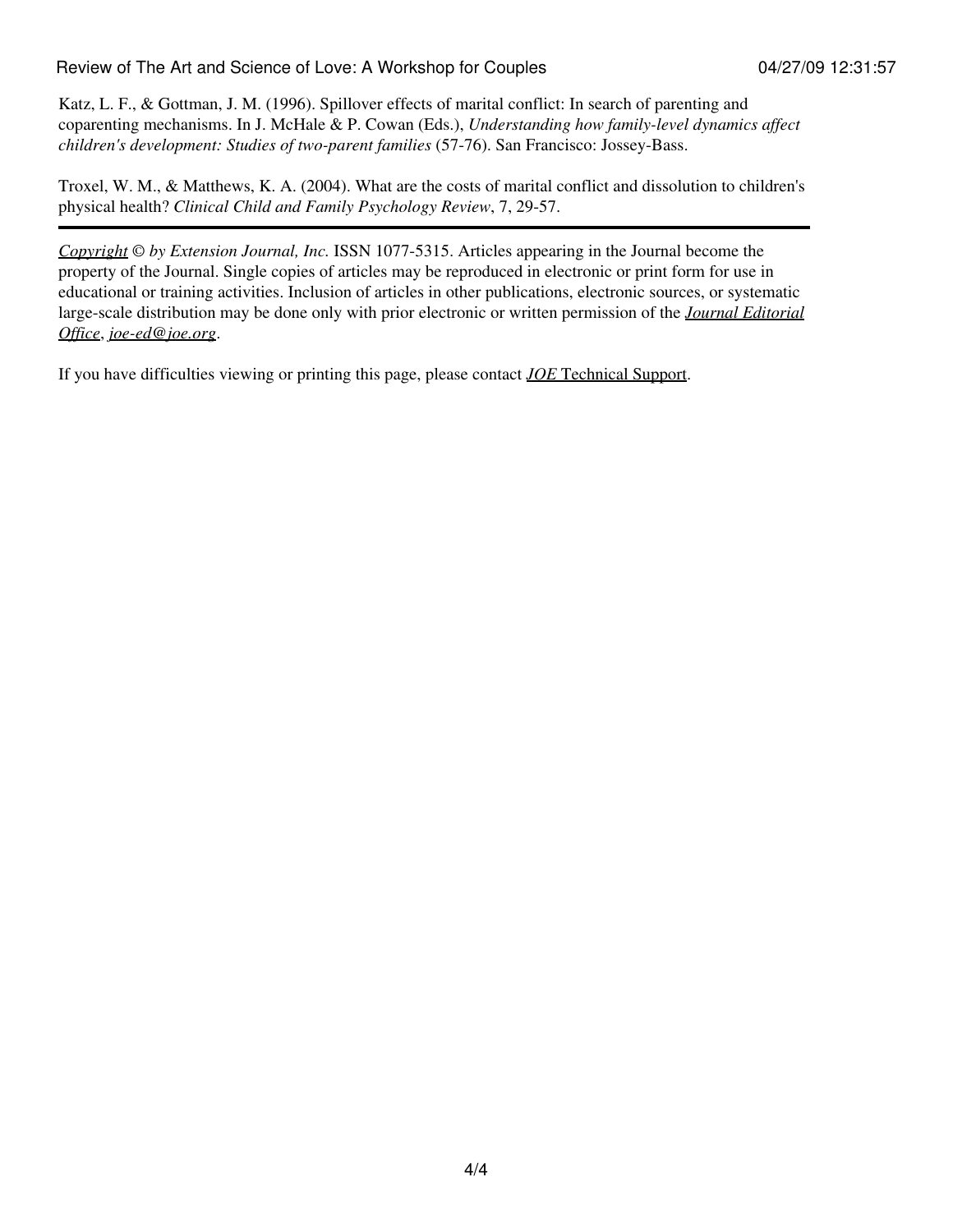Katz, L. F., & Gottman, J. M. (1996). Spillover effects of marital conflict: In search of parenting and coparenting mechanisms. In J. McHale & P. Cowan (Eds.), *Understanding how family-level dynamics affect children's development: Studies of two-parent families* (57-76). San Francisco: Jossey-Bass.

Troxel, W. M., & Matthews, K. A. (2004). What are the costs of marital conflict and dissolution to children's physical health? *Clinical Child and Family Psychology Review*, 7, 29-57.

---

*Copyright © by Extension Journal, Inc.* ISSN 1077-5315. Articles appearing in the Journal become the property of the Journal. Single copies of articles may be reproduced in electronic or print form for use in educational or training activities. Inclusion of articles in other publications, electronic sources, or systematic large-scale distribution may be done only with prior electronic or written permission of the *Journal Editorial Office*, *joe-ed@joe.org*.

If you have difficulties viewing or printing this page, please contact *JOE* Technical Support.